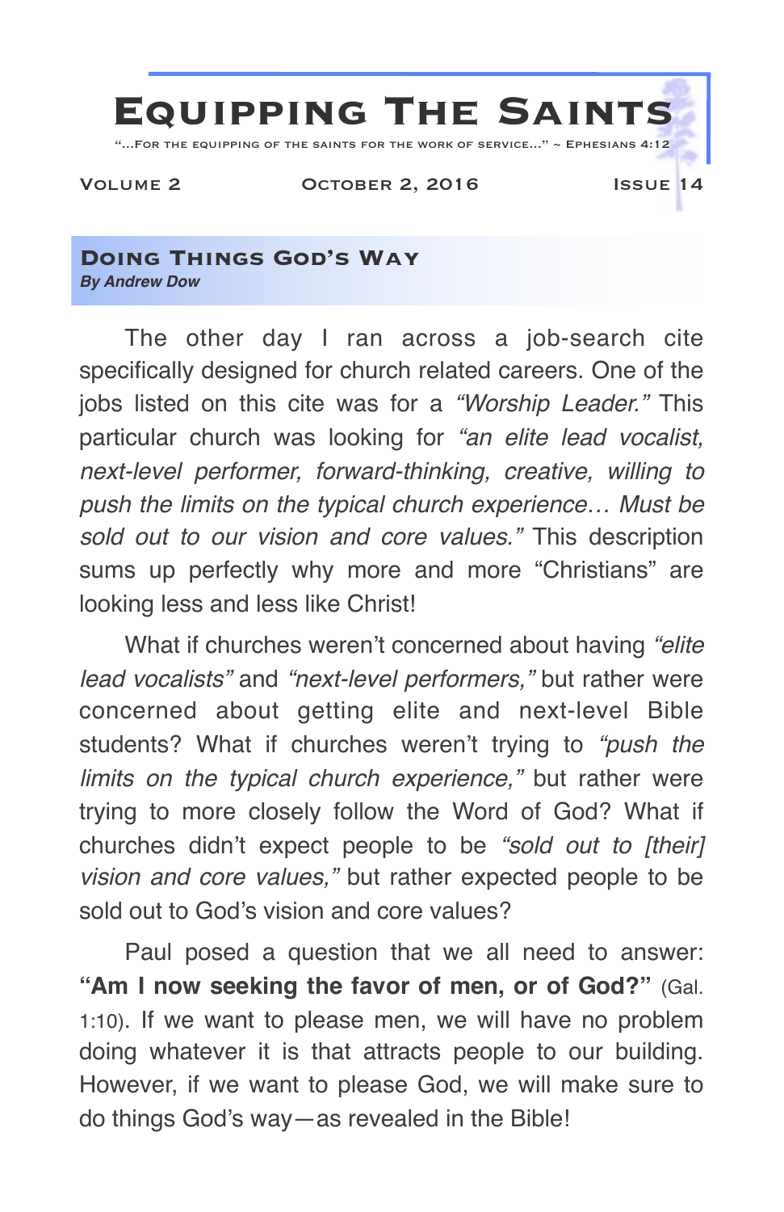# Equipping The Saints

"…For the equipping of the saints for the work of service…" ~ Ephesians 4:12

Volume 2 | October 2, 2016 | Issue 14

## Doing Things God's Way

***By Andrew Dow***

The other day I ran across a job-search cite specifically designed for church related careers. One of the jobs listed on this cite was for a *"Worship Leader."* This particular church was looking for *"an elite lead vocalist, next-level performer, forward-thinking, creative, willing to push the limits on the typical church experience… Must be sold out to our vision and core values."* This description sums up perfectly why more and more "Christians" are looking less and less like Christ!

What if churches weren't concerned about having *"elite lead vocalists"* and *"next-level performers,"* but rather were concerned about getting elite and next-level Bible students? What if churches weren't trying to *"push the limits on the typical church experience,"* but rather were trying to more closely follow the Word of God? What if churches didn't expect people to be *"sold out to [their] vision and core values,"* but rather expected people to be sold out to God's vision and core values?

Paul posed a question that we all need to answer: **"Am I now seeking the favor of men, or of God?"** (Gal. 1:10). If we want to please men, we will have no problem doing whatever it is that attracts people to our building. However, if we want to please God, we will make sure to do things God's way—as revealed in the Bible!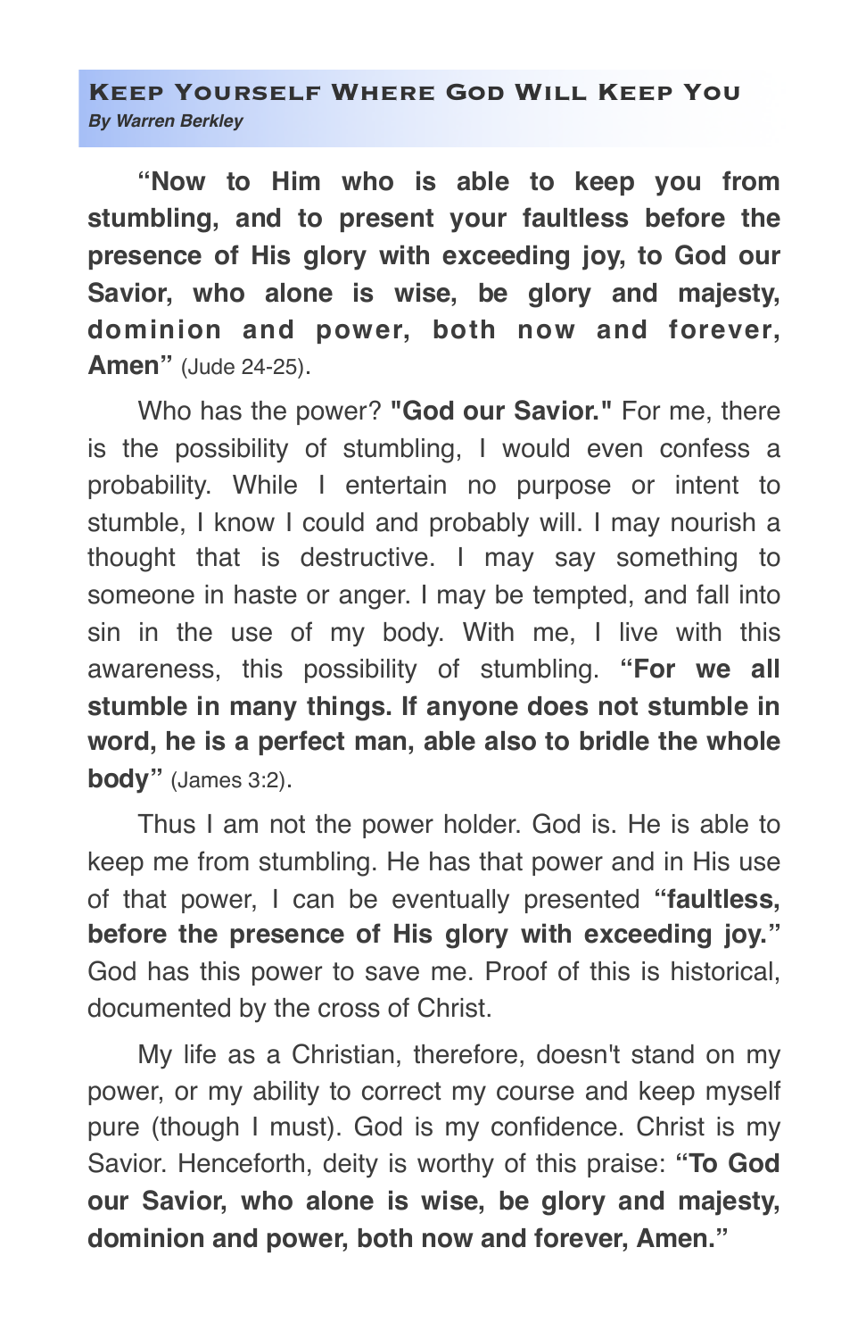## Keep Yourself Where God Will Keep You

***By Warren Berkley***

**"Now to Him who is able to keep you from stumbling, and to present your faultless before the presence of His glory with exceeding joy, to God our Savior, who alone is wise, be glory and majesty, dominion and power, both now and forever, Amen"** (Jude 24-25).

Who has the power? **"God our Savior."** For me, there is the possibility of stumbling, I would even confess a probability. While I entertain no purpose or intent to stumble, I know I could and probably will. I may nourish a thought that is destructive. I may say something to someone in haste or anger. I may be tempted, and fall into sin in the use of my body. With me, I live with this awareness, this possibility of stumbling. **"For we all stumble in many things. If anyone does not stumble in word, he is a perfect man, able also to bridle the whole body"** (James 3:2).

Thus I am not the power holder. God is. He is able to keep me from stumbling. He has that power and in His use of that power, I can be eventually presented **"faultless, before the presence of His glory with exceeding joy."** God has this power to save me. Proof of this is historical, documented by the cross of Christ.

My life as a Christian, therefore, doesn't stand on my power, or my ability to correct my course and keep myself pure (though I must). God is my confidence. Christ is my Savior. Henceforth, deity is worthy of this praise: **"To God our Savior, who alone is wise, be glory and majesty, dominion and power, both now and forever, Amen."**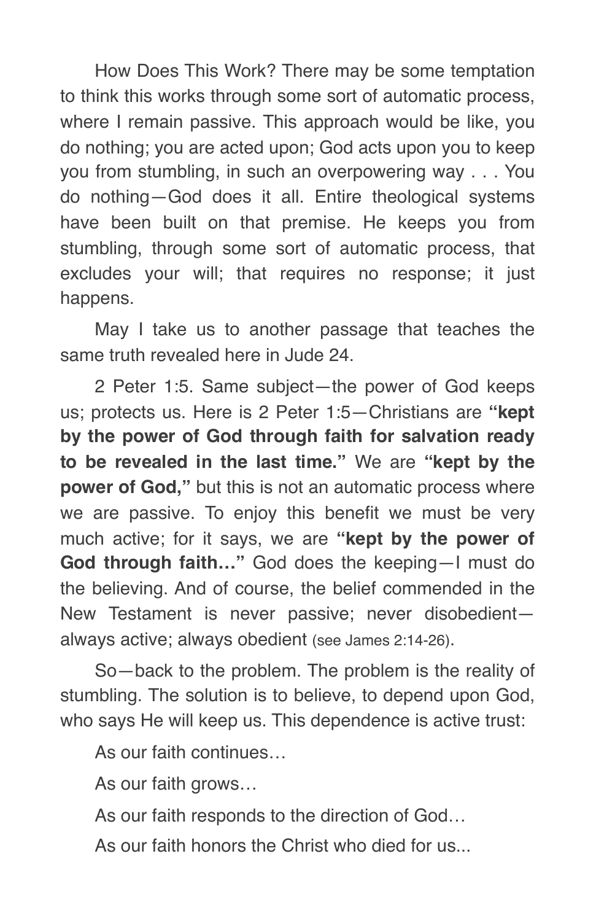How Does This Work? There may be some temptation to think this works through some sort of automatic process, where I remain passive. This approach would be like, you do nothing; you are acted upon; God acts upon you to keep you from stumbling, in such an overpowering way . . . You do nothing—God does it all. Entire theological systems have been built on that premise. He keeps you from stumbling, through some sort of automatic process, that excludes your will; that requires no response; it just happens.

May I take us to another passage that teaches the same truth revealed here in Jude 24.

2 Peter 1:5. Same subject—the power of God keeps us; protects us. Here is 2 Peter 1:5—Christians are **"kept by the power of God through faith for salvation ready to be revealed in the last time."** We are **"kept by the power of God,"** but this is not an automatic process where we are passive. To enjoy this benefit we must be very much active; for it says, we are **"kept by the power of God through faith…"** God does the keeping—I must do the believing. And of course, the belief commended in the New Testament is never passive; never disobedient—always active; always obedient (see James 2:14-26).

So—back to the problem. The problem is the reality of stumbling. The solution is to believe, to depend upon God, who says He will keep us. This dependence is active trust:

As our faith continues…

As our faith grows…

As our faith responds to the direction of God…

As our faith honors the Christ who died for us...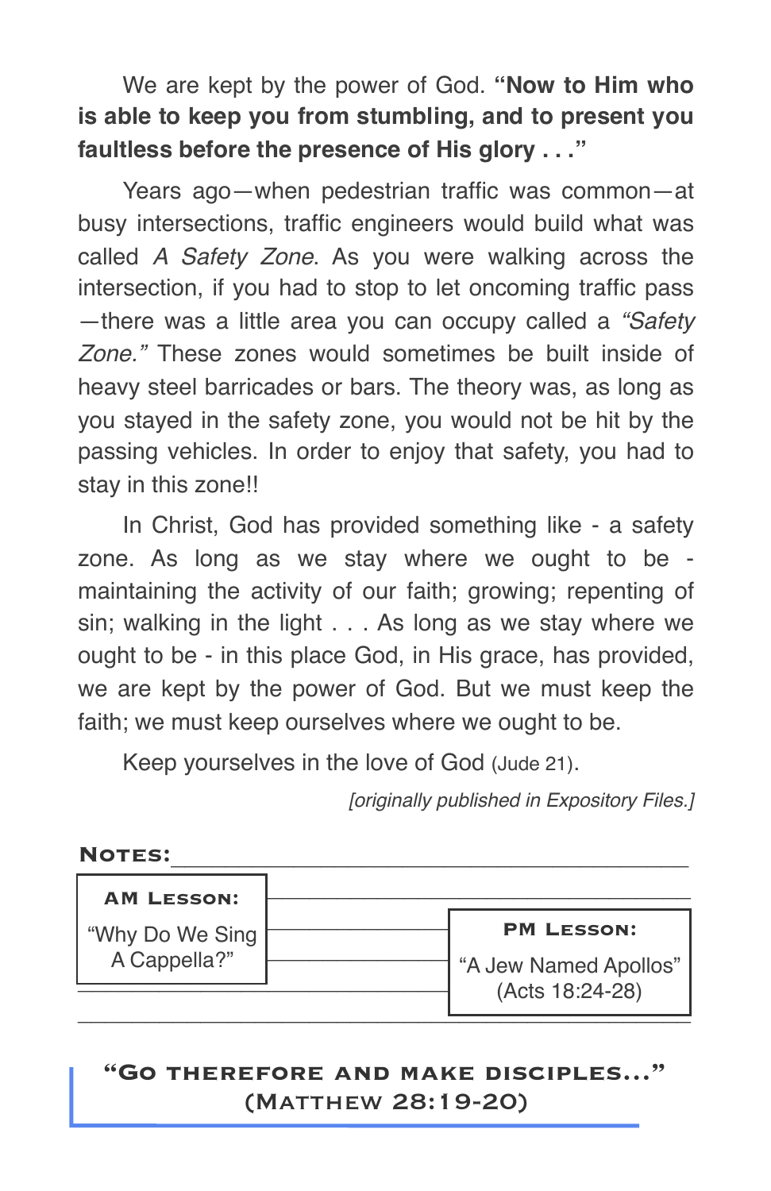We are kept by the power of God. **"Now to Him who is able to keep you from stumbling, and to present you faultless before the presence of His glory . . ."**

Years ago—when pedestrian traffic was common—at busy intersections, traffic engineers would build what was called *A Safety Zone*. As you were walking across the intersection, if you had to stop to let oncoming traffic pass—there was a little area you can occupy called a *"Safety Zone."* These zones would sometimes be built inside of heavy steel barricades or bars. The theory was, as long as you stayed in the safety zone, you would not be hit by the passing vehicles. In order to enjoy that safety, you had to stay in this zone!!

In Christ, God has provided something like - a safety zone. As long as we stay where we ought to be - maintaining the activity of our faith; growing; repenting of sin; walking in the light . . . As long as we stay where we ought to be - in this place God, in His grace, has provided, we are kept by the power of God. But we must keep the faith; we must keep ourselves where we ought to be.

Keep yourselves in the love of God (Jude 21).

*[originally published in Expository Files.]*

**Notes:**

**AM Lesson:**
"Why Do We Sing A Cappella?"

**PM Lesson:**
"A Jew Named Apollos" (Acts 18:24-28)

**"Go therefore and make disciples..." (Matthew 28:19-20)**